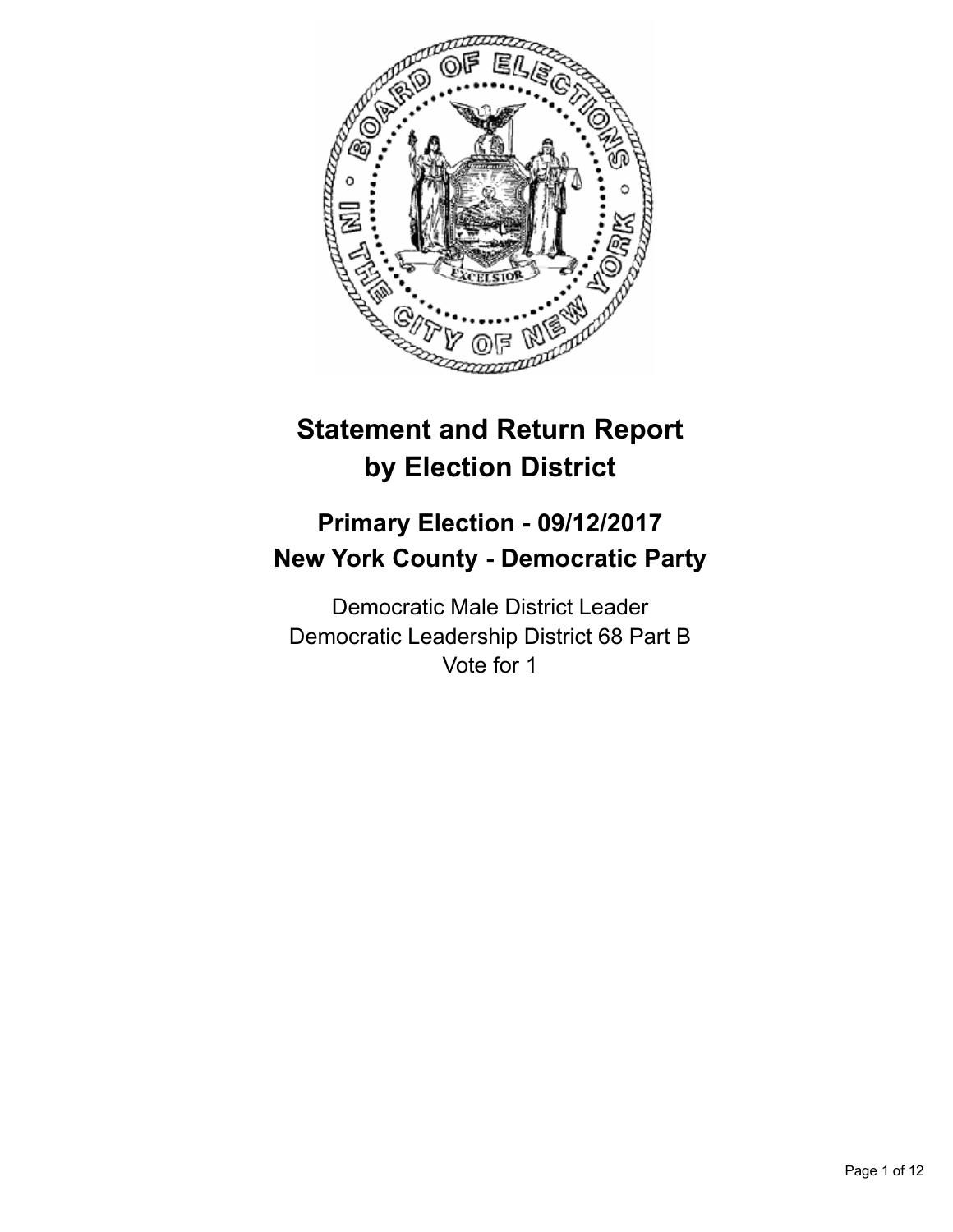# Statement and Return Report by Election District

## Primary Election - 09/12/2017
## New York County - Democratic Party

Democratic Male District Leader
Democratic Leadership District 68 Part B
Vote for 1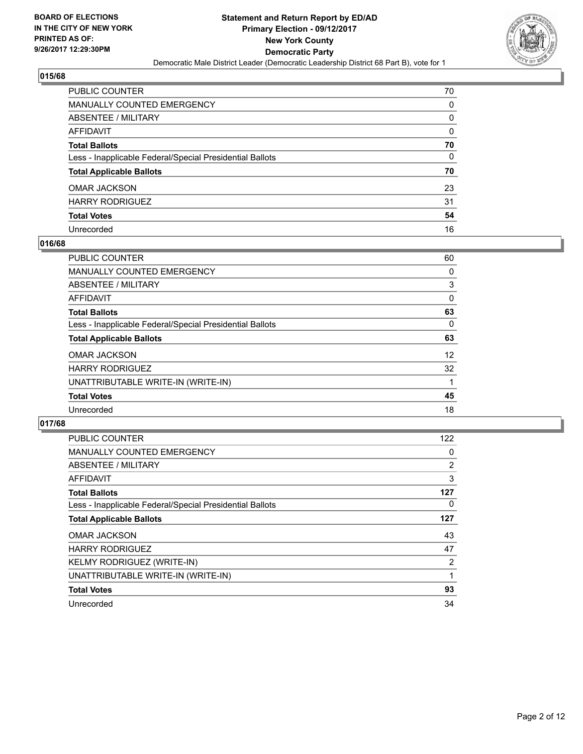**Statement and Return Report by ED/AD**
**Primary Election - 09/12/2017**
**New York County**
**Democratic Party**
Democratic Male District Leader (Democratic Leadership District 68 Part B), vote for 1

BOARD OF ELECTIONS
IN THE CITY OF NEW YORK
PRINTED AS OF:
9/26/2017 12:29:30PM

## 015/68

| | |
|---|---|
| PUBLIC COUNTER | 70 |
| MANUALLY COUNTED EMERGENCY | 0 |
| ABSENTEE / MILITARY | 0 |
| AFFIDAVIT | 0 |
| **Total Ballots** | **70** |
| Less - Inapplicable Federal/Special Presidential Ballots | 0 |
| **Total Applicable Ballots** | **70** |
| OMAR JACKSON | 23 |
| HARRY RODRIGUEZ | 31 |
| **Total Votes** | **54** |
| Unrecorded | 16 |

## 016/68

| | |
|---|---|
| PUBLIC COUNTER | 60 |
| MANUALLY COUNTED EMERGENCY | 0 |
| ABSENTEE / MILITARY | 3 |
| AFFIDAVIT | 0 |
| **Total Ballots** | **63** |
| Less - Inapplicable Federal/Special Presidential Ballots | 0 |
| **Total Applicable Ballots** | **63** |
| OMAR JACKSON | 12 |
| HARRY RODRIGUEZ | 32 |
| UNATTRIBUTABLE WRITE-IN (WRITE-IN) | 1 |
| **Total Votes** | **45** |
| Unrecorded | 18 |

## 017/68

| | |
|---|---|
| PUBLIC COUNTER | 122 |
| MANUALLY COUNTED EMERGENCY | 0 |
| ABSENTEE / MILITARY | 2 |
| AFFIDAVIT | 3 |
| **Total Ballots** | **127** |
| Less - Inapplicable Federal/Special Presidential Ballots | 0 |
| **Total Applicable Ballots** | **127** |
| OMAR JACKSON | 43 |
| HARRY RODRIGUEZ | 47 |
| KELMY RODRIGUEZ (WRITE-IN) | 2 |
| UNATTRIBUTABLE WRITE-IN (WRITE-IN) | 1 |
| **Total Votes** | **93** |
| Unrecorded | 34 |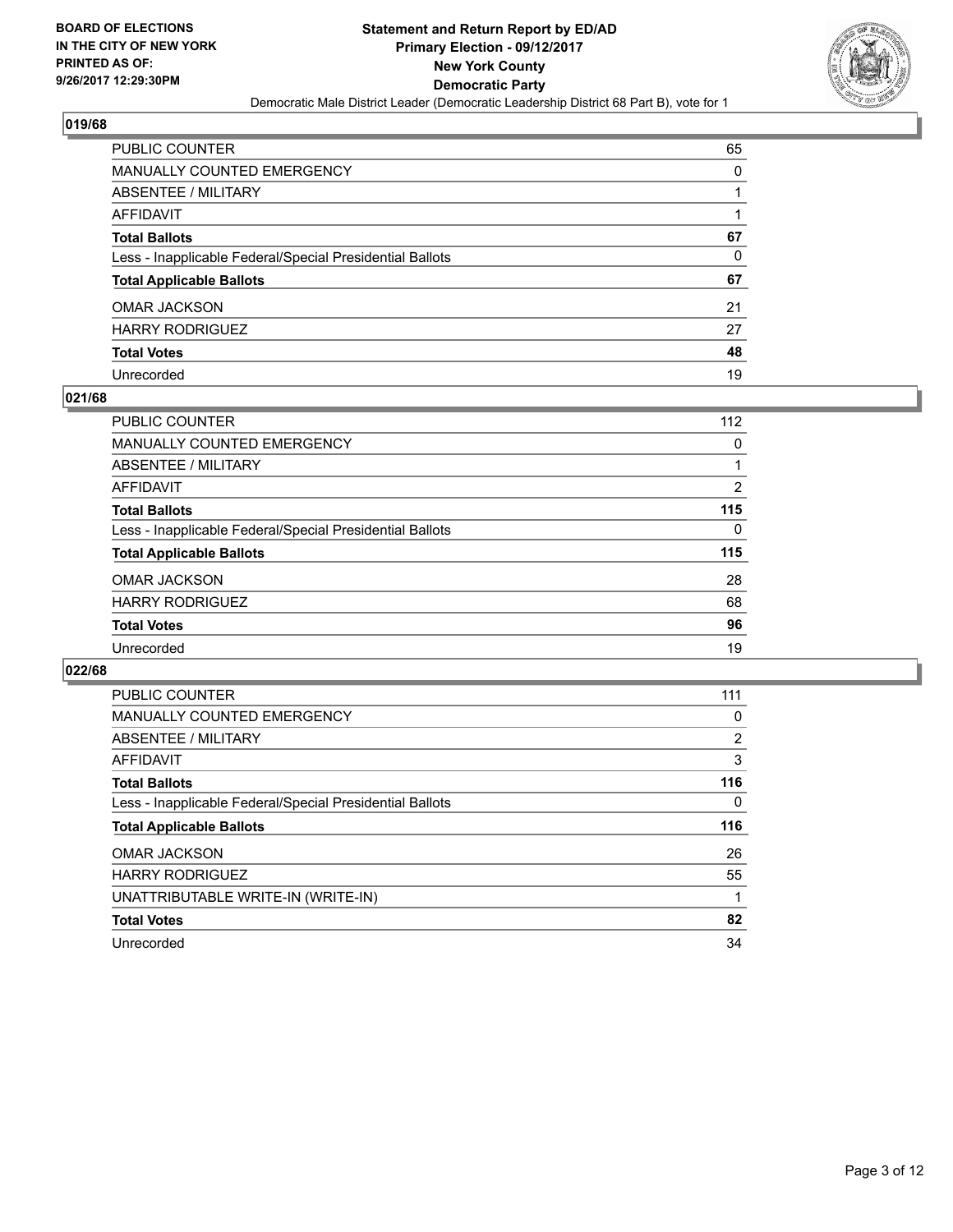## 019/68

| | |
|---|---|
| PUBLIC COUNTER | 65 |
| MANUALLY COUNTED EMERGENCY | 0 |
| ABSENTEE / MILITARY | 1 |
| AFFIDAVIT | 1 |
| **Total Ballots** | **67** |
| Less - Inapplicable Federal/Special Presidential Ballots | 0 |
| **Total Applicable Ballots** | **67** |
| OMAR JACKSON | 21 |
| HARRY RODRIGUEZ | 27 |
| **Total Votes** | **48** |
| Unrecorded | 19 |

## 021/68

| | |
|---|---|
| PUBLIC COUNTER | 112 |
| MANUALLY COUNTED EMERGENCY | 0 |
| ABSENTEE / MILITARY | 1 |
| AFFIDAVIT | 2 |
| **Total Ballots** | **115** |
| Less - Inapplicable Federal/Special Presidential Ballots | 0 |
| **Total Applicable Ballots** | **115** |
| OMAR JACKSON | 28 |
| HARRY RODRIGUEZ | 68 |
| **Total Votes** | **96** |
| Unrecorded | 19 |

## 022/68

| | |
|---|---|
| PUBLIC COUNTER | 111 |
| MANUALLY COUNTED EMERGENCY | 0 |
| ABSENTEE / MILITARY | 2 |
| AFFIDAVIT | 3 |
| **Total Ballots** | **116** |
| Less - Inapplicable Federal/Special Presidential Ballots | 0 |
| **Total Applicable Ballots** | **116** |
| OMAR JACKSON | 26 |
| HARRY RODRIGUEZ | 55 |
| UNATTRIBUTABLE WRITE-IN (WRITE-IN) | 1 |
| **Total Votes** | **82** |
| Unrecorded | 34 |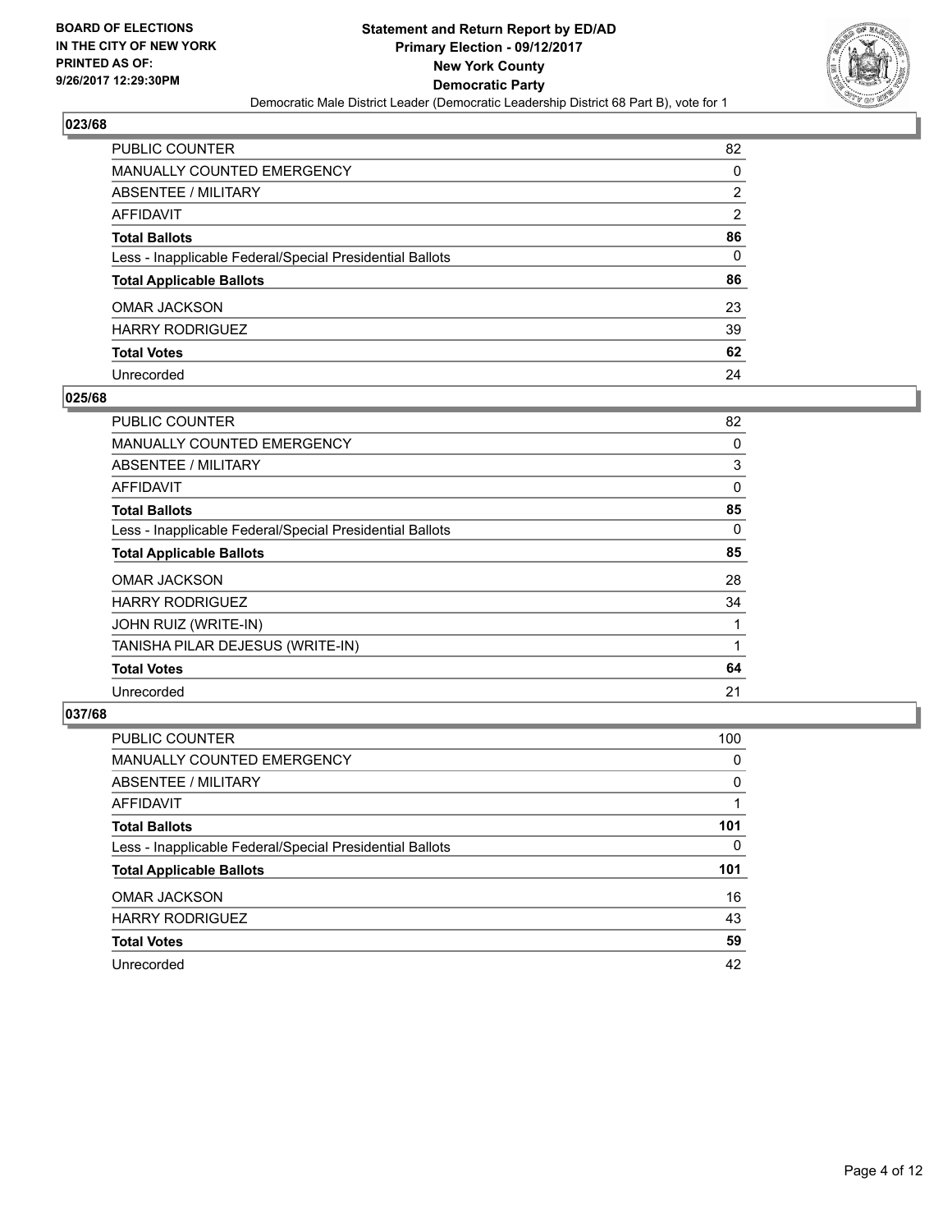**BOARD OF ELECTIONS IN THE CITY OF NEW YORK PRINTED AS OF: 9/26/2017 12:29:30PM**

**Statement and Return Report by ED/AD**
**Primary Election - 09/12/2017**
**New York County**
**Democratic Party**
Democratic Male District Leader (Democratic Leadership District 68 Part B), vote for 1

### 023/68

| | |
|---|---|
| PUBLIC COUNTER | 82 |
| MANUALLY COUNTED EMERGENCY | 0 |
| ABSENTEE / MILITARY | 2 |
| AFFIDAVIT | 2 |
| **Total Ballots** | **86** |
| Less - Inapplicable Federal/Special Presidential Ballots | 0 |
| **Total Applicable Ballots** | **86** |
| OMAR JACKSON | 23 |
| HARRY RODRIGUEZ | 39 |
| **Total Votes** | **62** |
| Unrecorded | 24 |

### 025/68

| | |
|---|---|
| PUBLIC COUNTER | 82 |
| MANUALLY COUNTED EMERGENCY | 0 |
| ABSENTEE / MILITARY | 3 |
| AFFIDAVIT | 0 |
| **Total Ballots** | **85** |
| Less - Inapplicable Federal/Special Presidential Ballots | 0 |
| **Total Applicable Ballots** | **85** |
| OMAR JACKSON | 28 |
| HARRY RODRIGUEZ | 34 |
| JOHN RUIZ (WRITE-IN) | 1 |
| TANISHA PILAR DEJESUS (WRITE-IN) | 1 |
| **Total Votes** | **64** |
| Unrecorded | 21 |

### 037/68

| | |
|---|---|
| PUBLIC COUNTER | 100 |
| MANUALLY COUNTED EMERGENCY | 0 |
| ABSENTEE / MILITARY | 0 |
| AFFIDAVIT | 1 |
| **Total Ballots** | **101** |
| Less - Inapplicable Federal/Special Presidential Ballots | 0 |
| **Total Applicable Ballots** | **101** |
| OMAR JACKSON | 16 |
| HARRY RODRIGUEZ | 43 |
| **Total Votes** | **59** |
| Unrecorded | 42 |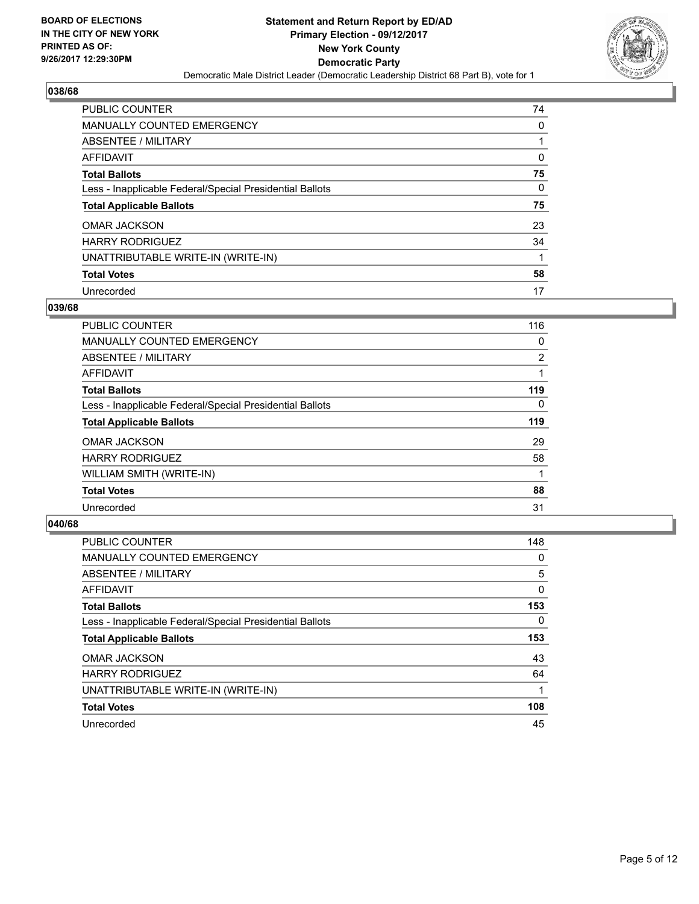**BOARD OF ELECTIONS IN THE CITY OF NEW YORK PRINTED AS OF: 9/26/2017 12:29:30PM**

**Statement and Return Report by ED/AD Primary Election - 09/12/2017 New York County Democratic Party**

Democratic Male District Leader (Democratic Leadership District 68 Part B), vote for 1

### 038/68

| | |
|---|---|
| PUBLIC COUNTER | 74 |
| MANUALLY COUNTED EMERGENCY | 0 |
| ABSENTEE / MILITARY | 1 |
| AFFIDAVIT | 0 |
| **Total Ballots** | **75** |
| Less - Inapplicable Federal/Special Presidential Ballots | 0 |
| **Total Applicable Ballots** | **75** |
| OMAR JACKSON | 23 |
| HARRY RODRIGUEZ | 34 |
| UNATTRIBUTABLE WRITE-IN (WRITE-IN) | 1 |
| **Total Votes** | **58** |
| Unrecorded | 17 |

### 039/68

| | |
|---|---|
| PUBLIC COUNTER | 116 |
| MANUALLY COUNTED EMERGENCY | 0 |
| ABSENTEE / MILITARY | 2 |
| AFFIDAVIT | 1 |
| **Total Ballots** | **119** |
| Less - Inapplicable Federal/Special Presidential Ballots | 0 |
| **Total Applicable Ballots** | **119** |
| OMAR JACKSON | 29 |
| HARRY RODRIGUEZ | 58 |
| WILLIAM SMITH (WRITE-IN) | 1 |
| **Total Votes** | **88** |
| Unrecorded | 31 |

### 040/68

| | |
|---|---|
| PUBLIC COUNTER | 148 |
| MANUALLY COUNTED EMERGENCY | 0 |
| ABSENTEE / MILITARY | 5 |
| AFFIDAVIT | 0 |
| **Total Ballots** | **153** |
| Less - Inapplicable Federal/Special Presidential Ballots | 0 |
| **Total Applicable Ballots** | **153** |
| OMAR JACKSON | 43 |
| HARRY RODRIGUEZ | 64 |
| UNATTRIBUTABLE WRITE-IN (WRITE-IN) | 1 |
| **Total Votes** | **108** |
| Unrecorded | 45 |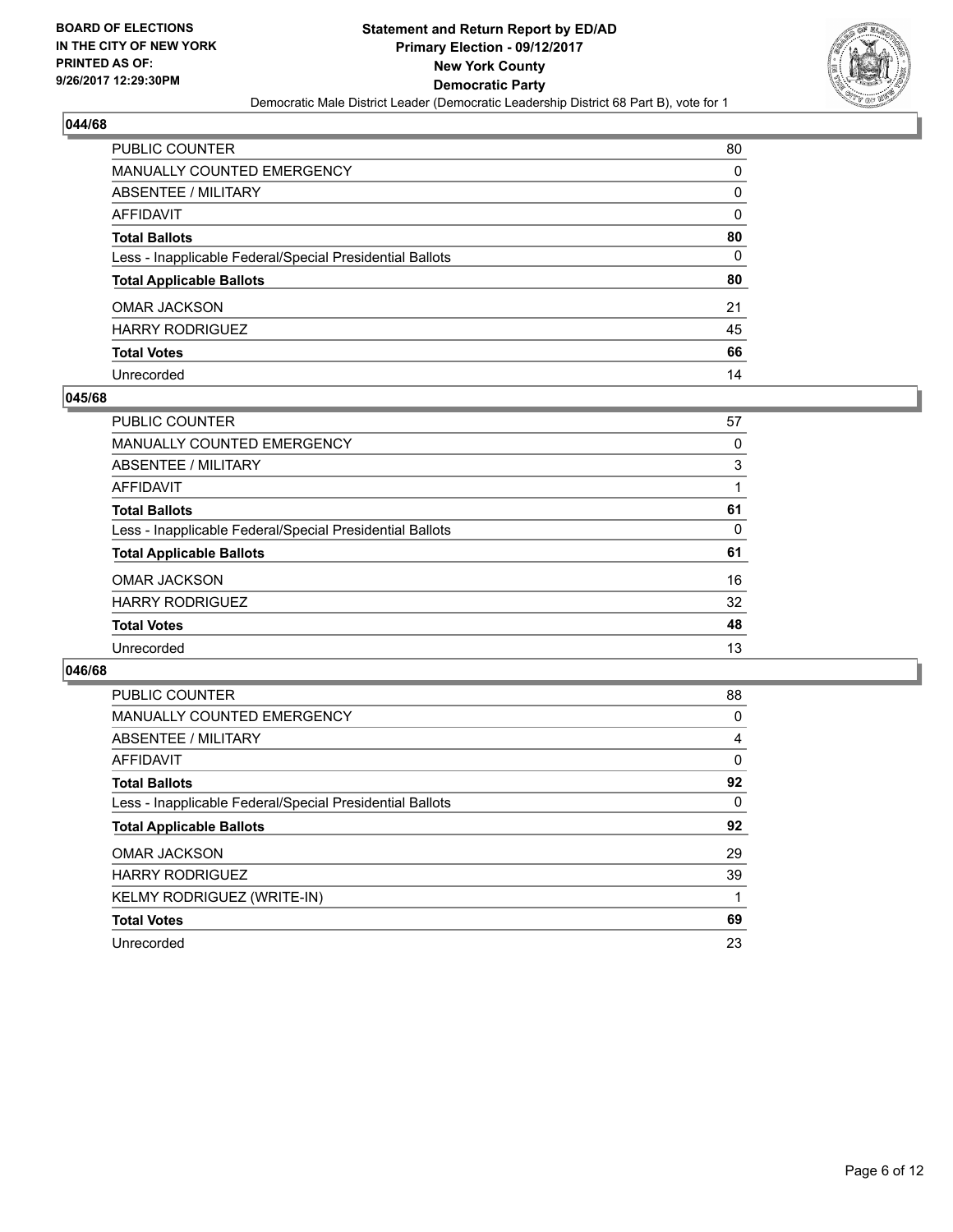**BOARD OF ELECTIONS**
**IN THE CITY OF NEW YORK**
**PRINTED AS OF:**
**9/26/2017 12:29:30PM**

**Statement and Return Report by ED/AD**
**Primary Election - 09/12/2017**
**New York County**
**Democratic Party**
Democratic Male District Leader (Democratic Leadership District 68 Part B), vote for 1

### 044/68

| | |
|---|---|
| PUBLIC COUNTER | 80 |
| MANUALLY COUNTED EMERGENCY | 0 |
| ABSENTEE / MILITARY | 0 |
| AFFIDAVIT | 0 |
| **Total Ballots** | **80** |
| Less - Inapplicable Federal/Special Presidential Ballots | 0 |
| **Total Applicable Ballots** | **80** |
| OMAR JACKSON | 21 |
| HARRY RODRIGUEZ | 45 |
| **Total Votes** | **66** |
| Unrecorded | 14 |

### 045/68

| | |
|---|---|
| PUBLIC COUNTER | 57 |
| MANUALLY COUNTED EMERGENCY | 0 |
| ABSENTEE / MILITARY | 3 |
| AFFIDAVIT | 1 |
| **Total Ballots** | **61** |
| Less - Inapplicable Federal/Special Presidential Ballots | 0 |
| **Total Applicable Ballots** | **61** |
| OMAR JACKSON | 16 |
| HARRY RODRIGUEZ | 32 |
| **Total Votes** | **48** |
| Unrecorded | 13 |

### 046/68

| | |
|---|---|
| PUBLIC COUNTER | 88 |
| MANUALLY COUNTED EMERGENCY | 0 |
| ABSENTEE / MILITARY | 4 |
| AFFIDAVIT | 0 |
| **Total Ballots** | **92** |
| Less - Inapplicable Federal/Special Presidential Ballots | 0 |
| **Total Applicable Ballots** | **92** |
| OMAR JACKSON | 29 |
| HARRY RODRIGUEZ | 39 |
| KELMY RODRIGUEZ (WRITE-IN) | 1 |
| **Total Votes** | **69** |
| Unrecorded | 23 |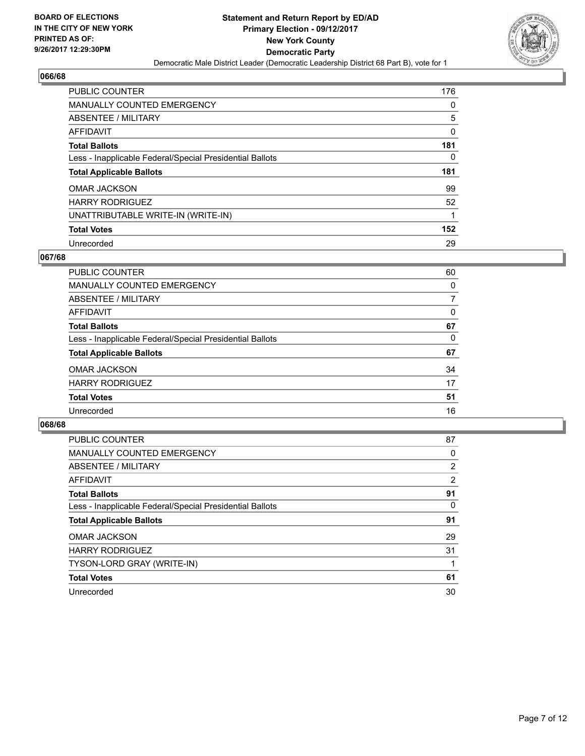BOARD OF ELECTIONS
IN THE CITY OF NEW YORK
PRINTED AS OF:
9/26/2017 12:29:30PM

**Statement and Return Report by ED/AD**
**Primary Election - 09/12/2017**
**New York County**
**Democratic Party**
Democratic Male District Leader (Democratic Leadership District 68 Part B), vote for 1

## 066/68

| | |
|---|---|
| PUBLIC COUNTER | 176 |
| MANUALLY COUNTED EMERGENCY | 0 |
| ABSENTEE / MILITARY | 5 |
| AFFIDAVIT | 0 |
| **Total Ballots** | **181** |
| Less - Inapplicable Federal/Special Presidential Ballots | 0 |
| **Total Applicable Ballots** | **181** |
| OMAR JACKSON | 99 |
| HARRY RODRIGUEZ | 52 |
| UNATTRIBUTABLE WRITE-IN (WRITE-IN) | 1 |
| **Total Votes** | **152** |
| Unrecorded | 29 |

## 067/68

| | |
|---|---|
| PUBLIC COUNTER | 60 |
| MANUALLY COUNTED EMERGENCY | 0 |
| ABSENTEE / MILITARY | 7 |
| AFFIDAVIT | 0 |
| **Total Ballots** | **67** |
| Less - Inapplicable Federal/Special Presidential Ballots | 0 |
| **Total Applicable Ballots** | **67** |
| OMAR JACKSON | 34 |
| HARRY RODRIGUEZ | 17 |
| **Total Votes** | **51** |
| Unrecorded | 16 |

## 068/68

| | |
|---|---|
| PUBLIC COUNTER | 87 |
| MANUALLY COUNTED EMERGENCY | 0 |
| ABSENTEE / MILITARY | 2 |
| AFFIDAVIT | 2 |
| **Total Ballots** | **91** |
| Less - Inapplicable Federal/Special Presidential Ballots | 0 |
| **Total Applicable Ballots** | **91** |
| OMAR JACKSON | 29 |
| HARRY RODRIGUEZ | 31 |
| TYSON-LORD GRAY (WRITE-IN) | 1 |
| **Total Votes** | **61** |
| Unrecorded | 30 |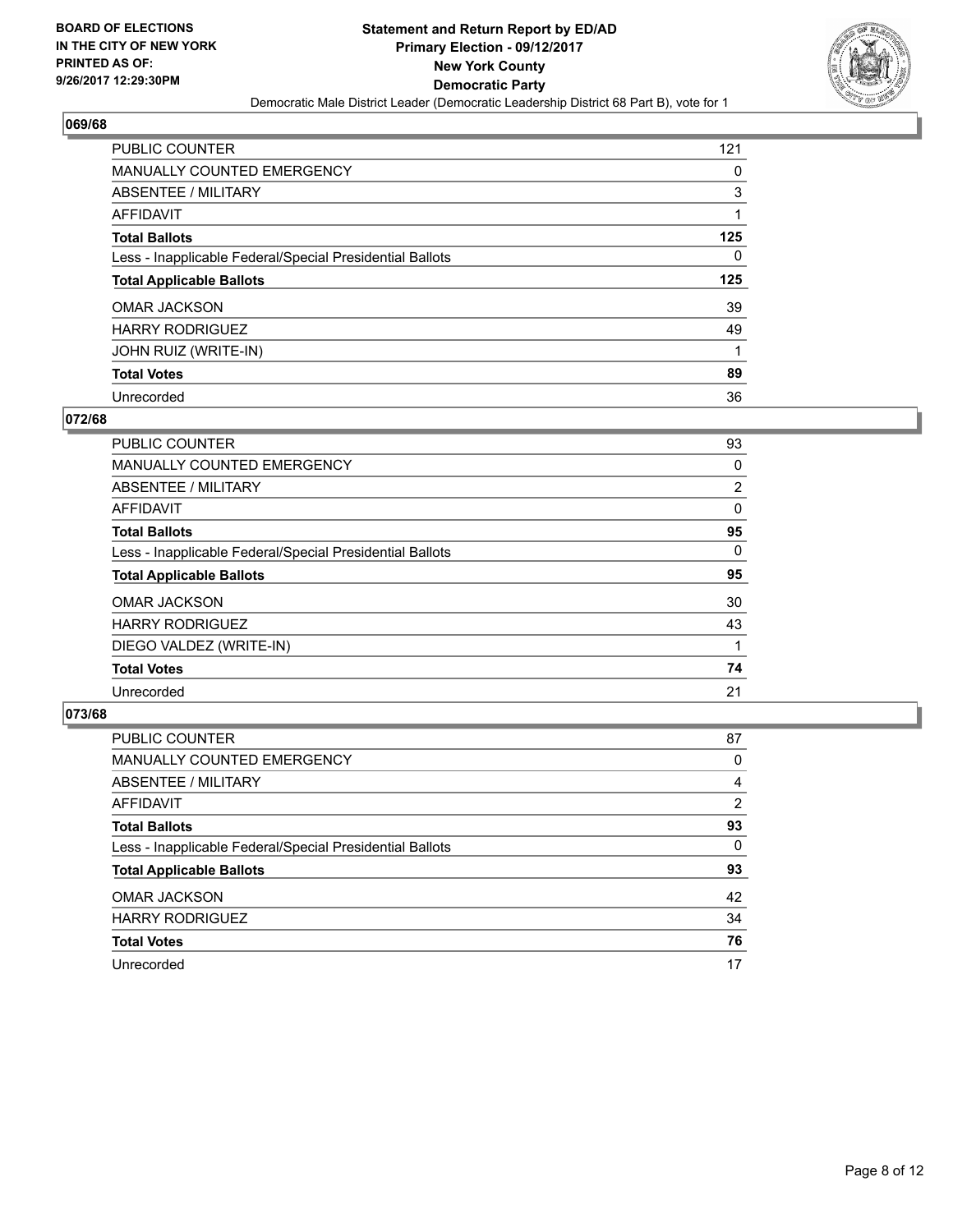**BOARD OF ELECTIONS IN THE CITY OF NEW YORK PRINTED AS OF: 9/26/2017 12:29:30PM**

**Statement and Return Report by ED/AD Primary Election - 09/12/2017 New York County Democratic Party**

Democratic Male District Leader (Democratic Leadership District 68 Part B), vote for 1

## 069/68

| | |
|---|---|
| PUBLIC COUNTER | 121 |
| MANUALLY COUNTED EMERGENCY | 0 |
| ABSENTEE / MILITARY | 3 |
| AFFIDAVIT | 1 |
| **Total Ballots** | **125** |
| Less - Inapplicable Federal/Special Presidential Ballots | 0 |
| **Total Applicable Ballots** | **125** |
| OMAR JACKSON | 39 |
| HARRY RODRIGUEZ | 49 |
| JOHN RUIZ (WRITE-IN) | 1 |
| **Total Votes** | **89** |
| Unrecorded | 36 |

## 072/68

| | |
|---|---|
| PUBLIC COUNTER | 93 |
| MANUALLY COUNTED EMERGENCY | 0 |
| ABSENTEE / MILITARY | 2 |
| AFFIDAVIT | 0 |
| **Total Ballots** | **95** |
| Less - Inapplicable Federal/Special Presidential Ballots | 0 |
| **Total Applicable Ballots** | **95** |
| OMAR JACKSON | 30 |
| HARRY RODRIGUEZ | 43 |
| DIEGO VALDEZ (WRITE-IN) | 1 |
| **Total Votes** | **74** |
| Unrecorded | 21 |

## 073/68

| | |
|---|---|
| PUBLIC COUNTER | 87 |
| MANUALLY COUNTED EMERGENCY | 0 |
| ABSENTEE / MILITARY | 4 |
| AFFIDAVIT | 2 |
| **Total Ballots** | **93** |
| Less - Inapplicable Federal/Special Presidential Ballots | 0 |
| **Total Applicable Ballots** | **93** |
| OMAR JACKSON | 42 |
| HARRY RODRIGUEZ | 34 |
| **Total Votes** | **76** |
| Unrecorded | 17 |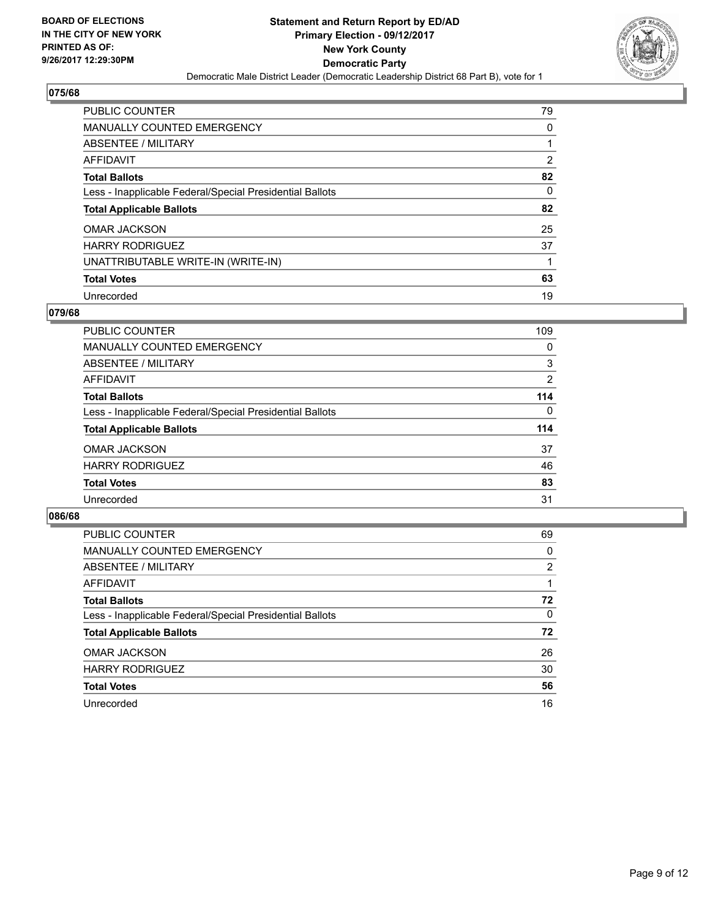**BOARD OF ELECTIONS IN THE CITY OF NEW YORK PRINTED AS OF: 9/26/2017 12:29:30PM**

**Statement and Return Report by ED/AD**
**Primary Election - 09/12/2017**
**New York County**
**Democratic Party**
Democratic Male District Leader (Democratic Leadership District 68 Part B), vote for 1

## 075/68

| | |
|---|---|
| PUBLIC COUNTER | 79 |
| MANUALLY COUNTED EMERGENCY | 0 |
| ABSENTEE / MILITARY | 1 |
| AFFIDAVIT | 2 |
| **Total Ballots** | **82** |
| Less - Inapplicable Federal/Special Presidential Ballots | 0 |
| **Total Applicable Ballots** | **82** |
| OMAR JACKSON | 25 |
| HARRY RODRIGUEZ | 37 |
| UNATTRIBUTABLE WRITE-IN (WRITE-IN) | 1 |
| **Total Votes** | **63** |
| Unrecorded | 19 |

## 079/68

| | |
|---|---|
| PUBLIC COUNTER | 109 |
| MANUALLY COUNTED EMERGENCY | 0 |
| ABSENTEE / MILITARY | 3 |
| AFFIDAVIT | 2 |
| **Total Ballots** | **114** |
| Less - Inapplicable Federal/Special Presidential Ballots | 0 |
| **Total Applicable Ballots** | **114** |
| OMAR JACKSON | 37 |
| HARRY RODRIGUEZ | 46 |
| **Total Votes** | **83** |
| Unrecorded | 31 |

## 086/68

| | |
|---|---|
| PUBLIC COUNTER | 69 |
| MANUALLY COUNTED EMERGENCY | 0 |
| ABSENTEE / MILITARY | 2 |
| AFFIDAVIT | 1 |
| **Total Ballots** | **72** |
| Less - Inapplicable Federal/Special Presidential Ballots | 0 |
| **Total Applicable Ballots** | **72** |
| OMAR JACKSON | 26 |
| HARRY RODRIGUEZ | 30 |
| **Total Votes** | **56** |
| Unrecorded | 16 |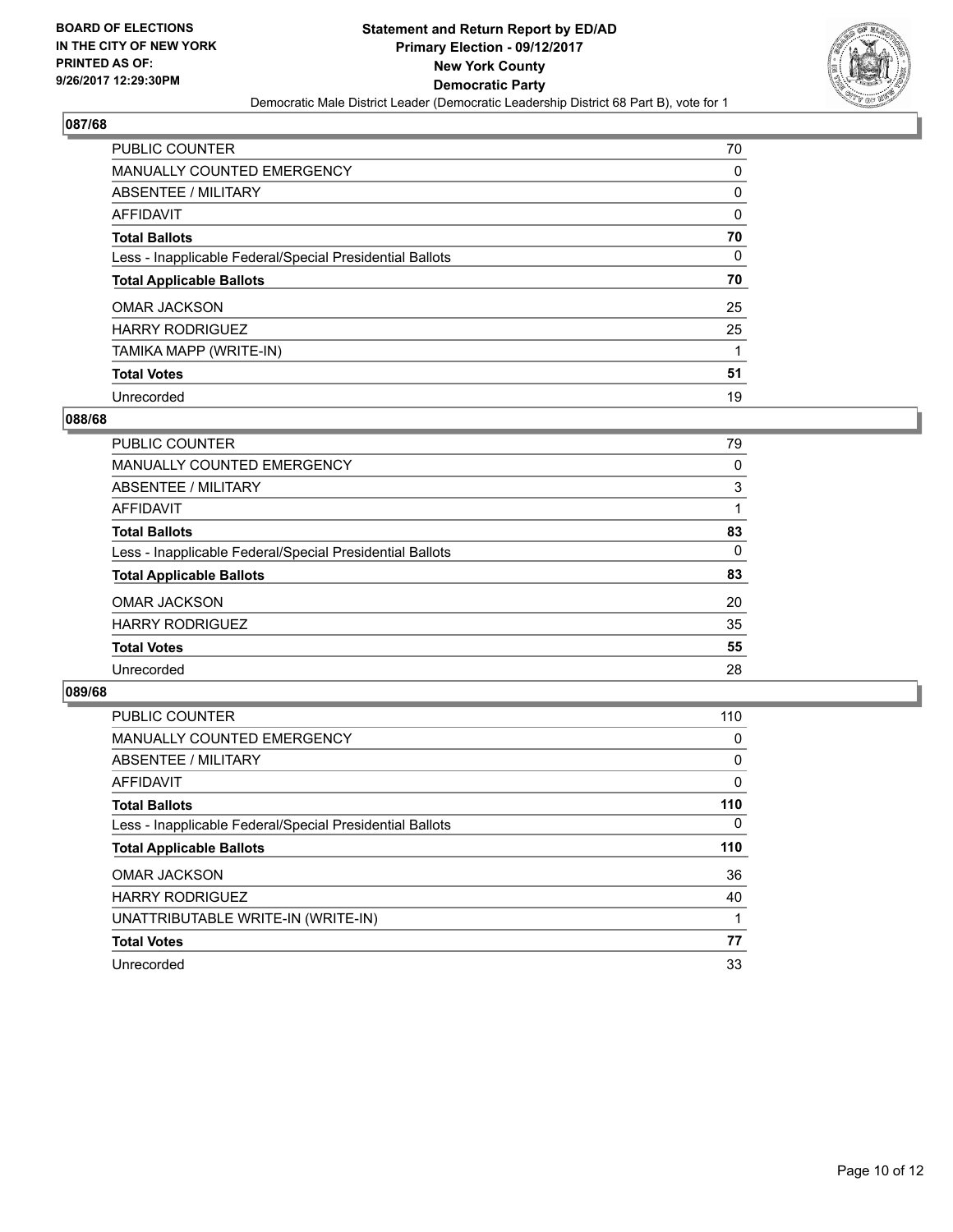BOARD OF ELECTIONS
IN THE CITY OF NEW YORK
PRINTED AS OF:
9/26/2017 12:29:30PM

**Statement and Return Report by ED/AD**
**Primary Election - 09/12/2017**
**New York County**
**Democratic Party**
Democratic Male District Leader (Democratic Leadership District 68 Part B), vote for 1

## 087/68

| | |
|---|---|
| PUBLIC COUNTER | 70 |
| MANUALLY COUNTED EMERGENCY | 0 |
| ABSENTEE / MILITARY | 0 |
| AFFIDAVIT | 0 |
| **Total Ballots** | **70** |
| Less - Inapplicable Federal/Special Presidential Ballots | 0 |
| **Total Applicable Ballots** | **70** |
| OMAR JACKSON | 25 |
| HARRY RODRIGUEZ | 25 |
| TAMIKA MAPP (WRITE-IN) | 1 |
| **Total Votes** | **51** |
| Unrecorded | 19 |

## 088/68

| | |
|---|---|
| PUBLIC COUNTER | 79 |
| MANUALLY COUNTED EMERGENCY | 0 |
| ABSENTEE / MILITARY | 3 |
| AFFIDAVIT | 1 |
| **Total Ballots** | **83** |
| Less - Inapplicable Federal/Special Presidential Ballots | 0 |
| **Total Applicable Ballots** | **83** |
| OMAR JACKSON | 20 |
| HARRY RODRIGUEZ | 35 |
| **Total Votes** | **55** |
| Unrecorded | 28 |

## 089/68

| | |
|---|---|
| PUBLIC COUNTER | 110 |
| MANUALLY COUNTED EMERGENCY | 0 |
| ABSENTEE / MILITARY | 0 |
| AFFIDAVIT | 0 |
| **Total Ballots** | **110** |
| Less - Inapplicable Federal/Special Presidential Ballots | 0 |
| **Total Applicable Ballots** | **110** |
| OMAR JACKSON | 36 |
| HARRY RODRIGUEZ | 40 |
| UNATTRIBUTABLE WRITE-IN (WRITE-IN) | 1 |
| **Total Votes** | **77** |
| Unrecorded | 33 |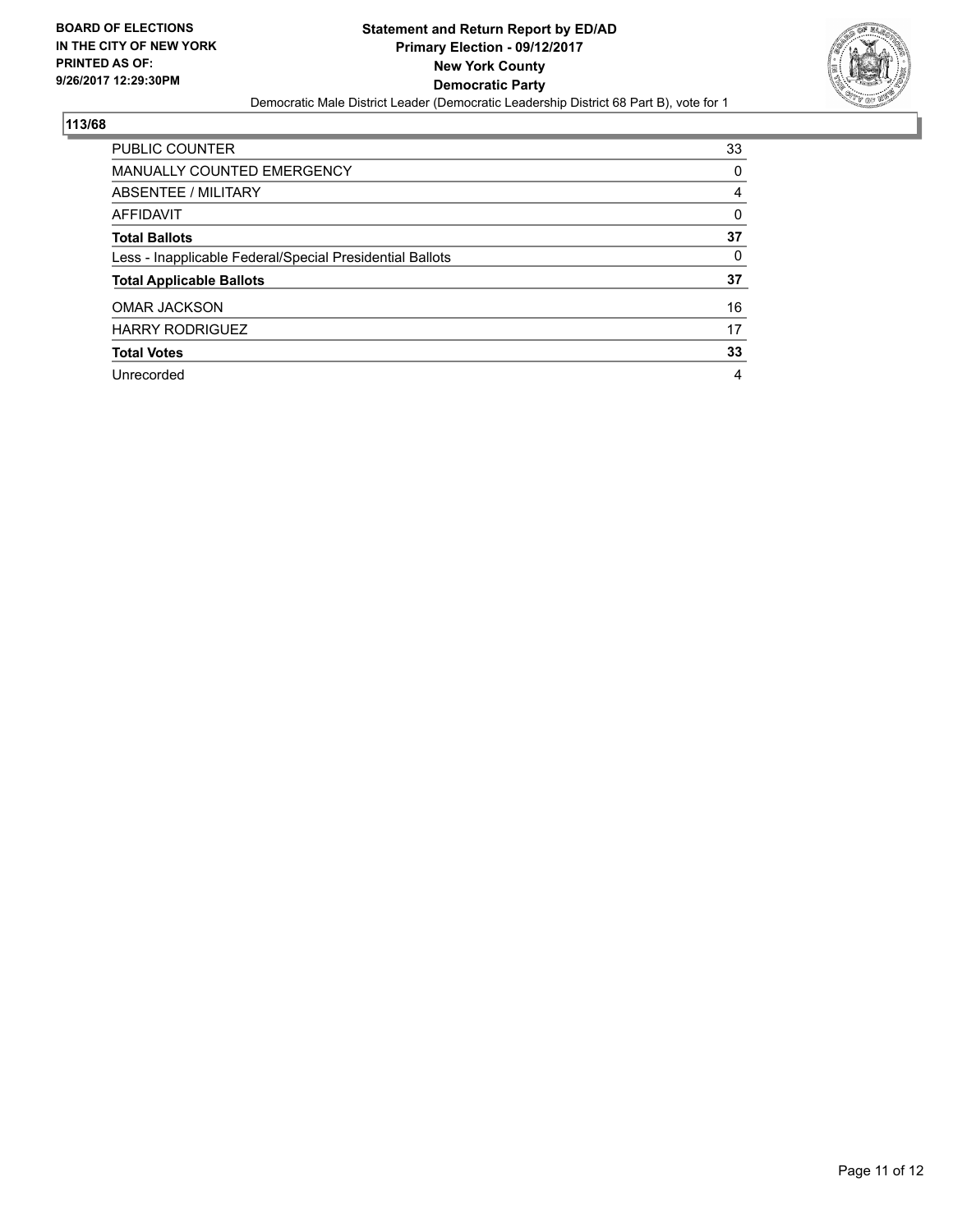**BOARD OF ELECTIONS IN THE CITY OF NEW YORK PRINTED AS OF: 9/26/2017 12:29:30PM**

**Statement and Return Report by ED/AD**
**Primary Election - 09/12/2017**
**New York County**
**Democratic Party**
Democratic Male District Leader (Democratic Leadership District 68 Part B), vote for 1

## 113/68

| | |
|---|---|
| PUBLIC COUNTER | 33 |
| MANUALLY COUNTED EMERGENCY | 0 |
| ABSENTEE / MILITARY | 4 |
| AFFIDAVIT | 0 |
| **Total Ballots** | **37** |
| Less - Inapplicable Federal/Special Presidential Ballots | 0 |
| **Total Applicable Ballots** | **37** |
| OMAR JACKSON | 16 |
| HARRY RODRIGUEZ | 17 |
| **Total Votes** | **33** |
| Unrecorded | 4 |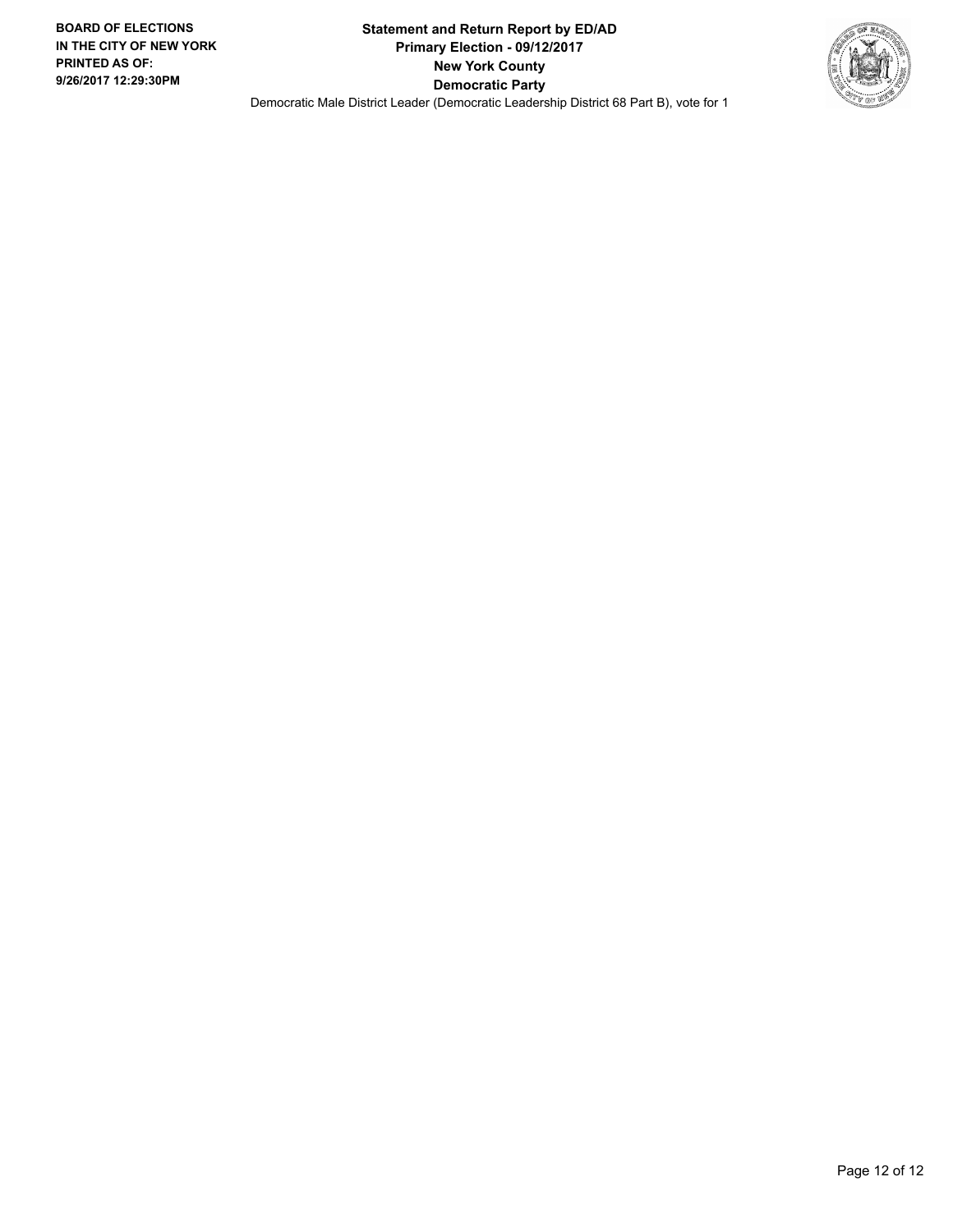**BOARD OF ELECTIONS IN THE CITY OF NEW YORK**
**PRINTED AS OF:**
**9/26/2017 12:29:30PM**

**Statement and Return Report by ED/AD**
**Primary Election - 09/12/2017**
**New York County**
**Democratic Party**

Democratic Male District Leader (Democratic Leadership District 68 Part B), vote for 1